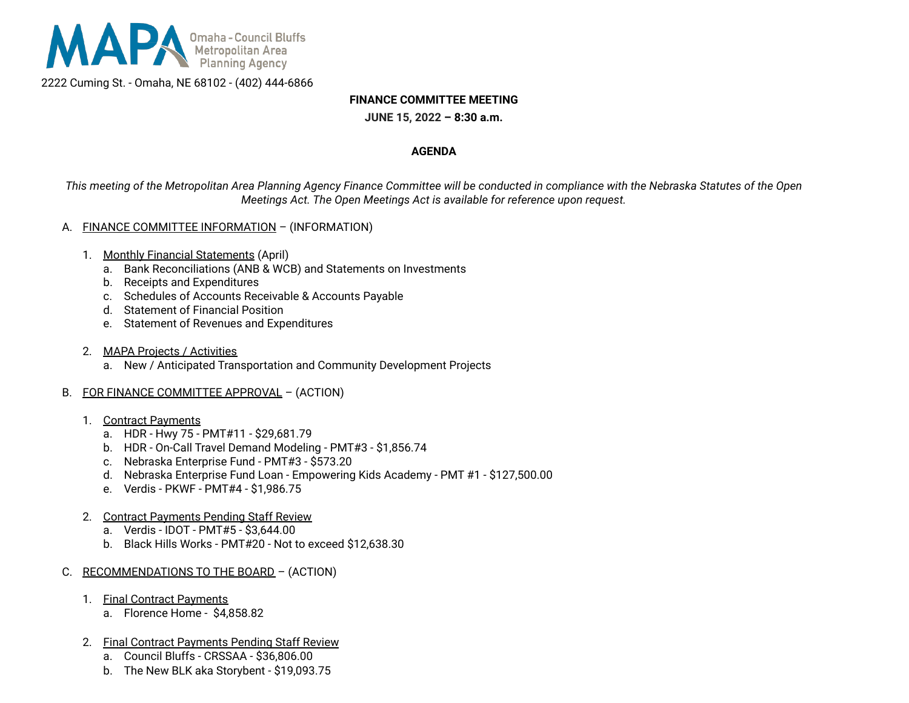MAPA Omaha - Council Bluffs Metropolitan Area Planning Agency

2222 Cuming St. - Omaha, NE 68102 - (402) 444-6866

**FINANCE COMMITTEE MEETING**

**JUNE 15, 2022 – 8:30 a.m.**

**AGENDA**

*This meeting of the Metropolitan Area Planning Agency Finance Committee will be conducted in compliance with the Nebraska Statutes of the Open Meetings Act. The Open Meetings Act is available for reference upon request.*

A. FINANCE COMMITTEE INFORMATION – (INFORMATION)

1. Monthly Financial Statements (April)
   a. Bank Reconciliations (ANB & WCB) and Statements on Investments
   b. Receipts and Expenditures
   c. Schedules of Accounts Receivable & Accounts Payable
   d. Statement of Financial Position
   e. Statement of Revenues and Expenditures

2. MAPA Projects / Activities
   a. New / Anticipated Transportation and Community Development Projects

B. FOR FINANCE COMMITTEE APPROVAL – (ACTION)

1. Contract Payments
   a. HDR - Hwy 75 - PMT#11 - $29,681.79
   b. HDR - On-Call Travel Demand Modeling - PMT#3 - $1,856.74
   c. Nebraska Enterprise Fund - PMT#3 - $573.20
   d. Nebraska Enterprise Fund Loan - Empowering Kids Academy - PMT #1 - $127,500.00
   e. Verdis - PKWF - PMT#4 - $1,986.75

2. Contract Payments Pending Staff Review
   a. Verdis - IDOT - PMT#5 - $3,644.00
   b. Black Hills Works - PMT#20 - Not to exceed $12,638.30

C. RECOMMENDATIONS TO THE BOARD – (ACTION)

1. Final Contract Payments
   a. Florence Home - $4,858.82

2. Final Contract Payments Pending Staff Review
   a. Council Bluffs - CRSSAA - $36,806.00
   b. The New BLK aka Storybent - $19,093.75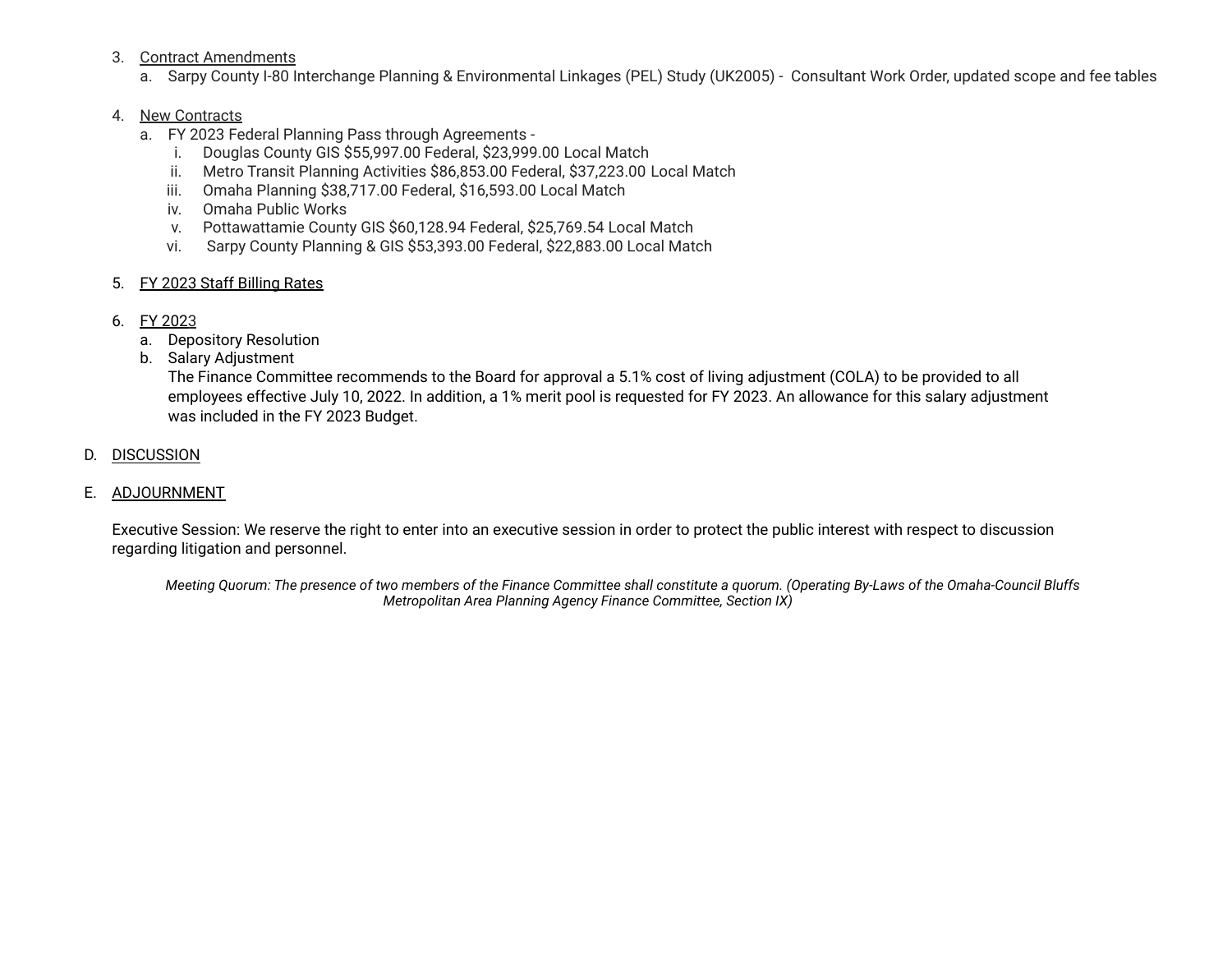3. <u>Contract Amendments</u>
    a. Sarpy County I-80 Interchange Planning & Environmental Linkages (PEL) Study (UK2005) - Consultant Work Order, updated scope and fee tables

4. <u>New Contracts</u>
    a. FY 2023 Federal Planning Pass through Agreements -
        i. Douglas County GIS $55,997.00 Federal, $23,999.00 Local Match
        ii. Metro Transit Planning Activities $86,853.00 Federal, $37,223.00 Local Match
        iii. Omaha Planning $38,717.00 Federal, $16,593.00 Local Match
        iv. Omaha Public Works
        v. Pottawattamie County GIS $60,128.94 Federal, $25,769.54 Local Match
        vi. Sarpy County Planning & GIS $53,393.00 Federal, $22,883.00 Local Match

5. <u>FY 2023 Staff Billing Rates</u>

6. <u>FY 2023</u>
    a. Depository Resolution
    b. Salary Adjustment
       The Finance Committee recommends to the Board for approval a 5.1% cost of living adjustment (COLA) to be provided to all employees effective July 10, 2022. In addition, a 1% merit pool is requested for FY 2023. An allowance for this salary adjustment was included in the FY 2023 Budget.

D. <u>DISCUSSION</u>

E. <u>ADJOURNMENT</u>

Executive Session: We reserve the right to enter into an executive session in order to protect the public interest with respect to discussion regarding litigation and personnel.

*Meeting Quorum: The presence of two members of the Finance Committee shall constitute a quorum. (Operating By-Laws of the Omaha-Council Bluffs Metropolitan Area Planning Agency Finance Committee, Section IX)*